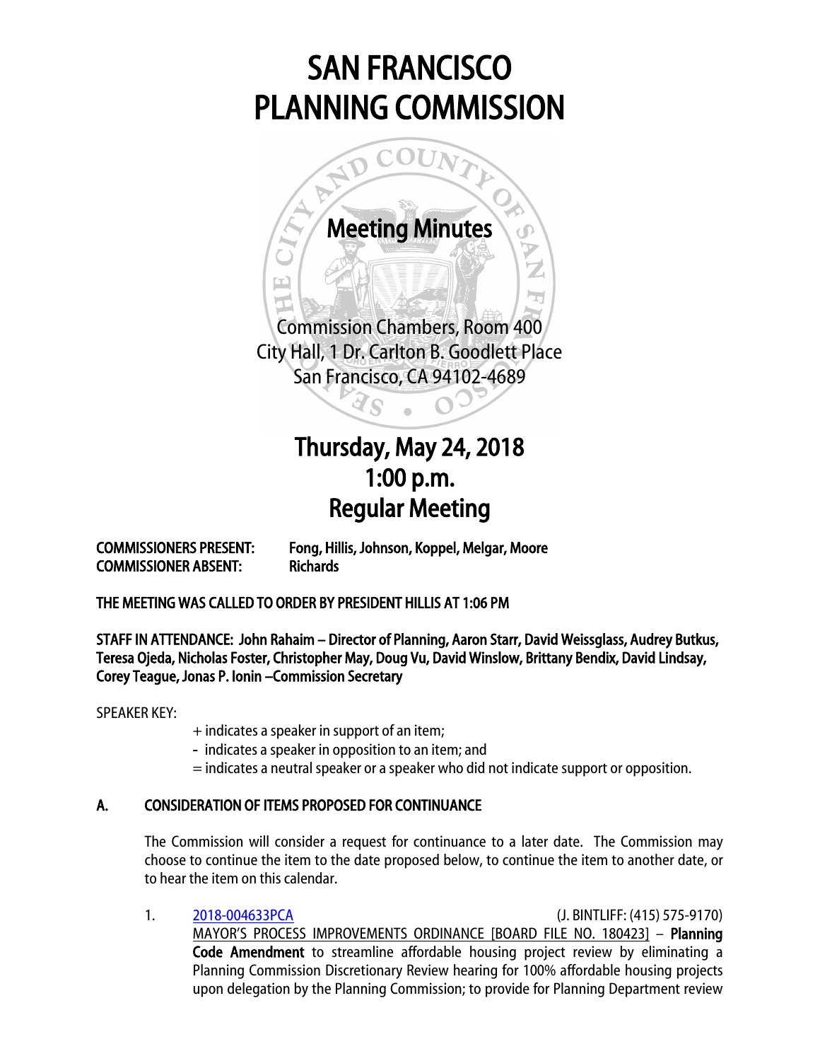# SAN FRANCISCO PLANNING COMMISSION

## Meeting Minutes

Commission Chambers, Room 400
City Hall, 1 Dr. Carlton B. Goodlett Place
San Francisco, CA 94102-4689

## Thursday, May 24, 2018
## 1:00 p.m.
## Regular Meeting

**COMMISSIONERS PRESENT:** Fong, Hillis, Johnson, Koppel, Melgar, Moore
**COMMISSIONER ABSENT:** Richards

**THE MEETING WAS CALLED TO ORDER BY PRESIDENT HILLIS AT 1:06 PM**

**STAFF IN ATTENDANCE: John Rahaim – Director of Planning, Aaron Starr, David Weissglass, Audrey Butkus, Teresa Ojeda, Nicholas Foster, Christopher May, Doug Vu, David Winslow, Brittany Bendix, David Lindsay, Corey Teague, Jonas P. Ionin –Commission Secretary**

SPEAKER KEY:

+ indicates a speaker in support of an item;
- indicates a speaker in opposition to an item; and
= indicates a neutral speaker or a speaker who did not indicate support or opposition.

## A. CONSIDERATION OF ITEMS PROPOSED FOR CONTINUANCE

The Commission will consider a request for continuance to a later date. The Commission may choose to continue the item to the date proposed below, to continue the item to another date, or to hear the item on this calendar.

1. 2018-004633PCA (J. BINTLIFF: (415) 575-9170)
MAYOR'S PROCESS IMPROVEMENTS ORDINANCE [BOARD FILE NO. 180423] – **Planning Code Amendment** to streamline affordable housing project review by eliminating a Planning Commission Discretionary Review hearing for 100% affordable housing projects upon delegation by the Planning Commission; to provide for Planning Department review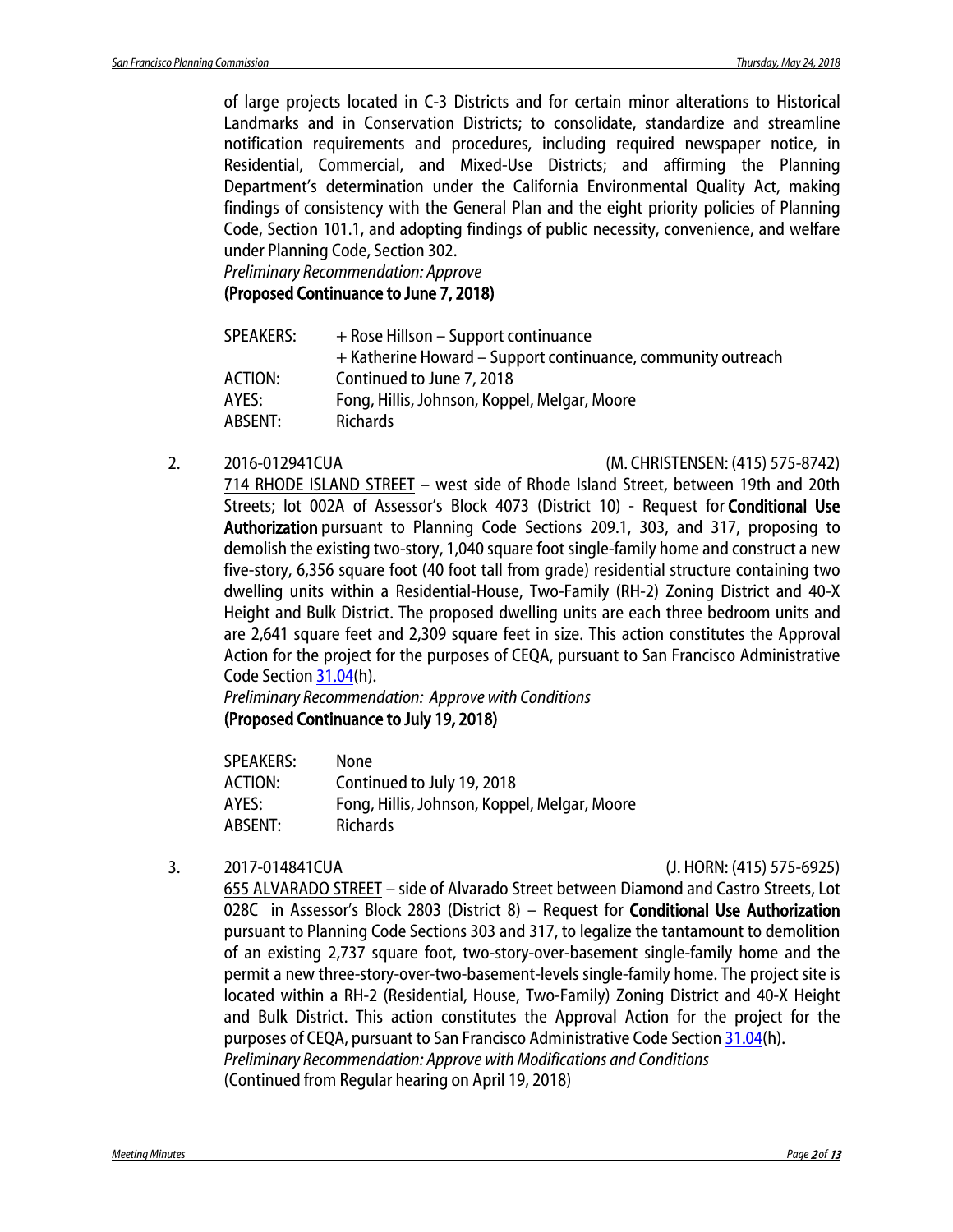of large projects located in C-3 Districts and for certain minor alterations to Historical Landmarks and in Conservation Districts; to consolidate, standardize and streamline notification requirements and procedures, including required newspaper notice, in Residential, Commercial, and Mixed-Use Districts; and affirming the Planning Department's determination under the California Environmental Quality Act, making findings of consistency with the General Plan and the eight priority policies of Planning Code, Section 101.1, and adopting findings of public necessity, convenience, and welfare under Planning Code, Section 302.

*Preliminary Recommendation: Approve*

**(Proposed Continuance to June 7, 2018)**

SPEAKERS: + Rose Hillson – Support continuance
+ Katherine Howard – Support continuance, community outreach
ACTION: Continued to June 7, 2018
AYES: Fong, Hillis, Johnson, Koppel, Melgar, Moore
ABSENT: Richards

2. 2016-012941CUA (M. CHRISTENSEN: (415) 575-8742)

714 RHODE ISLAND STREET – west side of Rhode Island Street, between 19th and 20th Streets; lot 002A of Assessor's Block 4073 (District 10) - Request for **Conditional Use Authorization** pursuant to Planning Code Sections 209.1, 303, and 317, proposing to demolish the existing two-story, 1,040 square foot single-family home and construct a new five-story, 6,356 square foot (40 foot tall from grade) residential structure containing two dwelling units within a Residential-House, Two-Family (RH-2) Zoning District and 40-X Height and Bulk District. The proposed dwelling units are each three bedroom units and are 2,641 square feet and 2,309 square feet in size. This action constitutes the Approval Action for the project for the purposes of CEQA, pursuant to San Francisco Administrative Code Section 31.04(h).

*Preliminary Recommendation: Approve with Conditions*

**(Proposed Continuance to July 19, 2018)**

SPEAKERS: None
ACTION: Continued to July 19, 2018
AYES: Fong, Hillis, Johnson, Koppel, Melgar, Moore
ABSENT: Richards

3. 2017-014841CUA (J. HORN: (415) 575-6925)

655 ALVARADO STREET – side of Alvarado Street between Diamond and Castro Streets, Lot 028C in Assessor's Block 2803 (District 8) – Request for **Conditional Use Authorization** pursuant to Planning Code Sections 303 and 317, to legalize the tantamount to demolition of an existing 2,737 square foot, two-story-over-basement single-family home and the permit a new three-story-over-two-basement-levels single-family home. The project site is located within a RH-2 (Residential, House, Two-Family) Zoning District and 40-X Height and Bulk District. This action constitutes the Approval Action for the project for the purposes of CEQA, pursuant to San Francisco Administrative Code Section 31.04(h).

*Preliminary Recommendation: Approve with Modifications and Conditions*

(Continued from Regular hearing on April 19, 2018)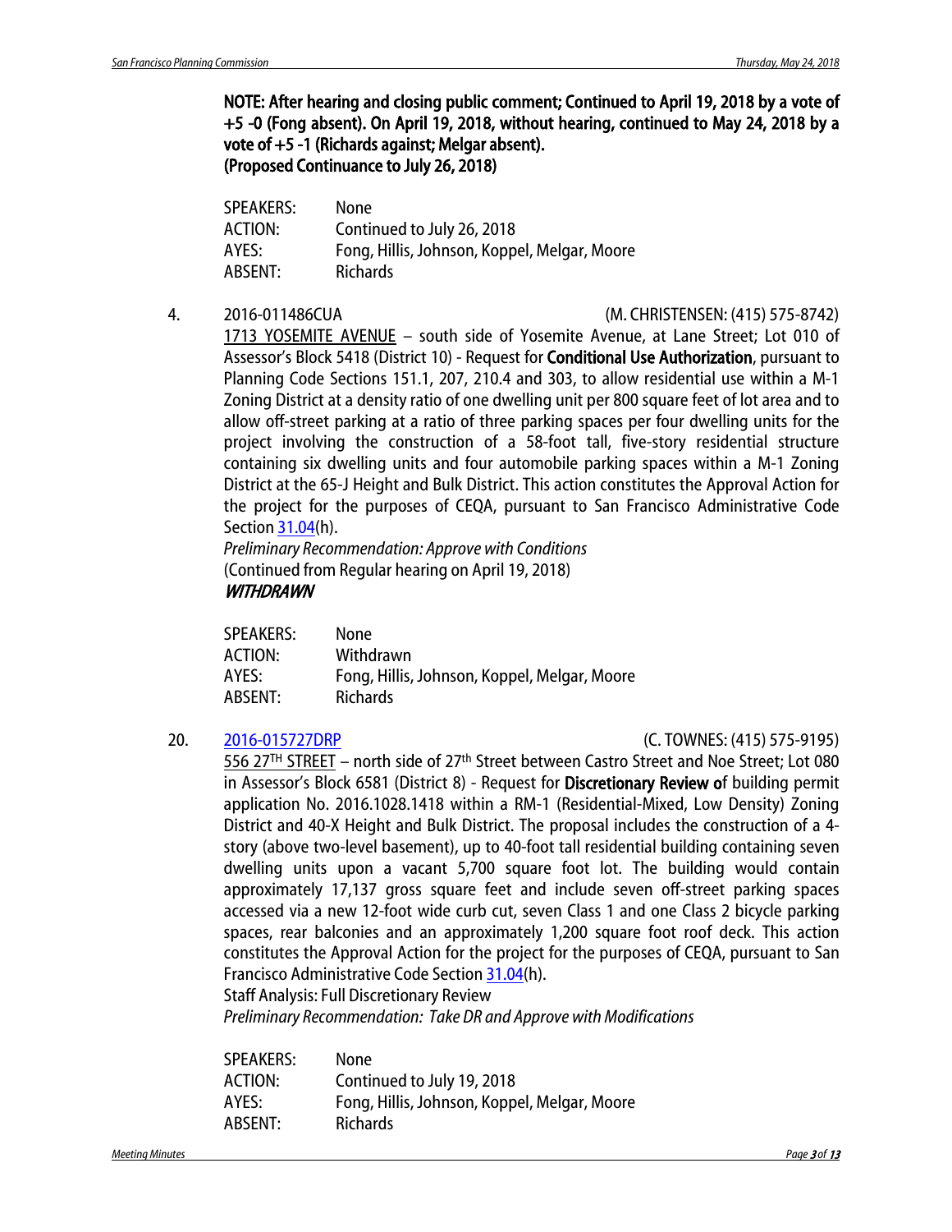**NOTE: After hearing and closing public comment; Continued to April 19, 2018 by a vote of +5 -0 (Fong absent). On April 19, 2018, without hearing, continued to May 24, 2018 by a vote of +5 -1 (Richards against; Melgar absent).**
**(Proposed Continuance to July 26, 2018)**

| | |
|---|---|
| SPEAKERS: | None |
| ACTION: | Continued to July 26, 2018 |
| AYES: | Fong, Hillis, Johnson, Koppel, Melgar, Moore |
| ABSENT: | Richards |

4. 2016-011486CUA (M. CHRISTENSEN: (415) 575-8742)

1713 YOSEMITE AVENUE – south side of Yosemite Avenue, at Lane Street; Lot 010 of Assessor's Block 5418 (District 10) - Request for **Conditional Use Authorization**, pursuant to Planning Code Sections 151.1, 207, 210.4 and 303, to allow residential use within a M-1 Zoning District at a density ratio of one dwelling unit per 800 square feet of lot area and to allow off-street parking at a ratio of three parking spaces per four dwelling units for the project involving the construction of a 58-foot tall, five-story residential structure containing six dwelling units and four automobile parking spaces within a M-1 Zoning District at the 65-J Height and Bulk District. This action constitutes the Approval Action for the project for the purposes of CEQA, pursuant to San Francisco Administrative Code Section 31.04(h).

*Preliminary Recommendation: Approve with Conditions*
(Continued from Regular hearing on April 19, 2018)
***WITHDRAWN***

| | |
|---|---|
| SPEAKERS: | None |
| ACTION: | Withdrawn |
| AYES: | Fong, Hillis, Johnson, Koppel, Melgar, Moore |
| ABSENT: | Richards |

20. 2016-015727DRP (C. TOWNES: (415) 575-9195)

556 27[TH] STREET – north side of 27th Street between Castro Street and Noe Street; Lot 080 in Assessor's Block 6581 (District 8) - Request for **Discretionary Review o**f building permit application No. 2016.1028.1418 within a RM-1 (Residential-Mixed, Low Density) Zoning District and 40-X Height and Bulk District. The proposal includes the construction of a 4-story (above two-level basement), up to 40-foot tall residential building containing seven dwelling units upon a vacant 5,700 square foot lot. The building would contain approximately 17,137 gross square feet and include seven off-street parking spaces accessed via a new 12-foot wide curb cut, seven Class 1 and one Class 2 bicycle parking spaces, rear balconies and an approximately 1,200 square foot roof deck. This action constitutes the Approval Action for the project for the purposes of CEQA, pursuant to San Francisco Administrative Code Section 31.04(h).

Staff Analysis: Full Discretionary Review
*Preliminary Recommendation: Take DR and Approve with Modifications*

| | |
|---|---|
| SPEAKERS: | None |
| ACTION: | Continued to July 19, 2018 |
| AYES: | Fong, Hillis, Johnson, Koppel, Melgar, Moore |
| ABSENT: | Richards |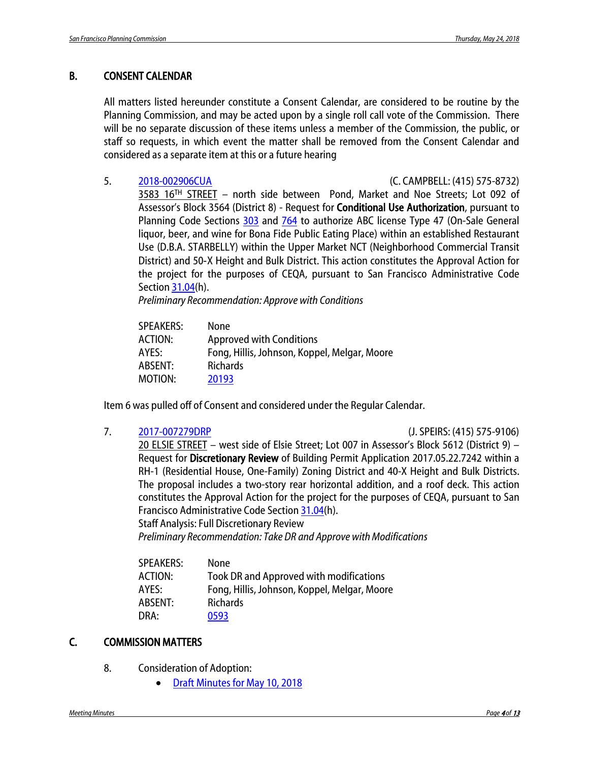## B. CONSENT CALENDAR

All matters listed hereunder constitute a Consent Calendar, are considered to be routine by the Planning Commission, and may be acted upon by a single roll call vote of the Commission. There will be no separate discussion of these items unless a member of the Commission, the public, or staff so requests, in which event the matter shall be removed from the Consent Calendar and considered as a separate item at this or a future hearing

5. 2018-002906CUA (C. CAMPBELL: (415) 575-8732)
   3583 16TH STREET – north side between Pond, Market and Noe Streets; Lot 092 of Assessor's Block 3564 (District 8) - Request for **Conditional Use Authorization**, pursuant to Planning Code Sections 303 and 764 to authorize ABC license Type 47 (On-Sale General liquor, beer, and wine for Bona Fide Public Eating Place) within an established Restaurant Use (D.B.A. STARBELLY) within the Upper Market NCT (Neighborhood Commercial Transit District) and 50-X Height and Bulk District. This action constitutes the Approval Action for the project for the purposes of CEQA, pursuant to San Francisco Administrative Code Section 31.04(h).
   *Preliminary Recommendation: Approve with Conditions*

   SPEAKERS: None
   ACTION: Approved with Conditions
   AYES: Fong, Hillis, Johnson, Koppel, Melgar, Moore
   ABSENT: Richards
   MOTION: 20193

Item 6 was pulled off of Consent and considered under the Regular Calendar.

7. 2017-007279DRP (J. SPEIRS: (415) 575-9106)
   20 ELSIE STREET – west side of Elsie Street; Lot 007 in Assessor's Block 5612 (District 9) – Request for **Discretionary Review** of Building Permit Application 2017.05.22.7242 within a RH-1 (Residential House, One-Family) Zoning District and 40-X Height and Bulk Districts. The proposal includes a two-story rear horizontal addition, and a roof deck. This action constitutes the Approval Action for the project for the purposes of CEQA, pursuant to San Francisco Administrative Code Section 31.04(h).
   Staff Analysis: Full Discretionary Review
   *Preliminary Recommendation: Take DR and Approve with Modifications*

   SPEAKERS: None
   ACTION: Took DR and Approved with modifications
   AYES: Fong, Hillis, Johnson, Koppel, Melgar, Moore
   ABSENT: Richards
   DRA: 0593

## C. COMMISSION MATTERS

8. Consideration of Adoption:
   - Draft Minutes for May 10, 2018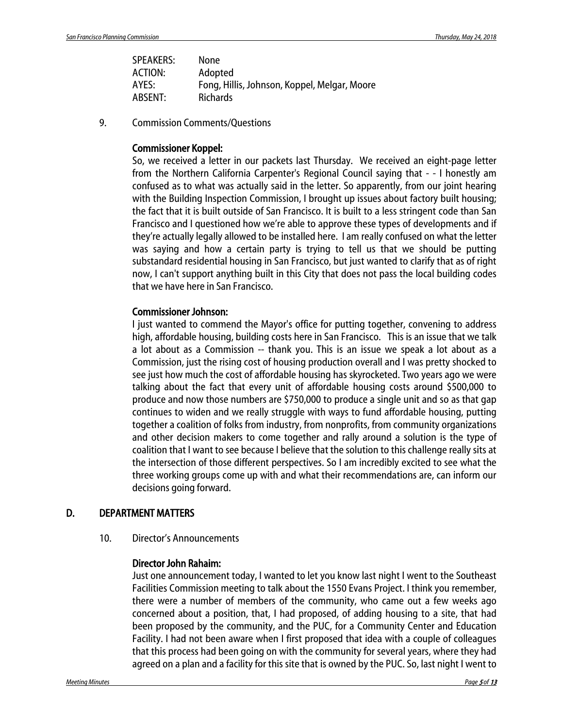SPEAKERS: None
ACTION: Adopted
AYES: Fong, Hillis, Johnson, Koppel, Melgar, Moore
ABSENT: Richards

9. Commission Comments/Questions

**Commissioner Koppel:**
So, we received a letter in our packets last Thursday. We received an eight-page letter from the Northern California Carpenter's Regional Council saying that - - I honestly am confused as to what was actually said in the letter. So apparently, from our joint hearing with the Building Inspection Commission, I brought up issues about factory built housing; the fact that it is built outside of San Francisco. It is built to a less stringent code than San Francisco and I questioned how we're able to approve these types of developments and if they're actually legally allowed to be installed here. I am really confused on what the letter was saying and how a certain party is trying to tell us that we should be putting substandard residential housing in San Francisco, but just wanted to clarify that as of right now, I can't support anything built in this City that does not pass the local building codes that we have here in San Francisco.

**Commissioner Johnson:**
I just wanted to commend the Mayor's office for putting together, convening to address high, affordable housing, building costs here in San Francisco. This is an issue that we talk a lot about as a Commission -- thank you. This is an issue we speak a lot about as a Commission, just the rising cost of housing production overall and I was pretty shocked to see just how much the cost of affordable housing has skyrocketed. Two years ago we were talking about the fact that every unit of affordable housing costs around $500,000 to produce and now those numbers are $750,000 to produce a single unit and so as that gap continues to widen and we really struggle with ways to fund affordable housing, putting together a coalition of folks from industry, from nonprofits, from community organizations and other decision makers to come together and rally around a solution is the type of coalition that I want to see because I believe that the solution to this challenge really sits at the intersection of those different perspectives. So I am incredibly excited to see what the three working groups come up with and what their recommendations are, can inform our decisions going forward.

## D. DEPARTMENT MATTERS

10. Director's Announcements

**Director John Rahaim:**
Just one announcement today, I wanted to let you know last night I went to the Southeast Facilities Commission meeting to talk about the 1550 Evans Project. I think you remember, there were a number of members of the community, who came out a few weeks ago concerned about a position, that, I had proposed, of adding housing to a site, that had been proposed by the community, and the PUC, for a Community Center and Education Facility. I had not been aware when I first proposed that idea with a couple of colleagues that this process had been going on with the community for several years, where they had agreed on a plan and a facility for this site that is owned by the PUC. So, last night I went to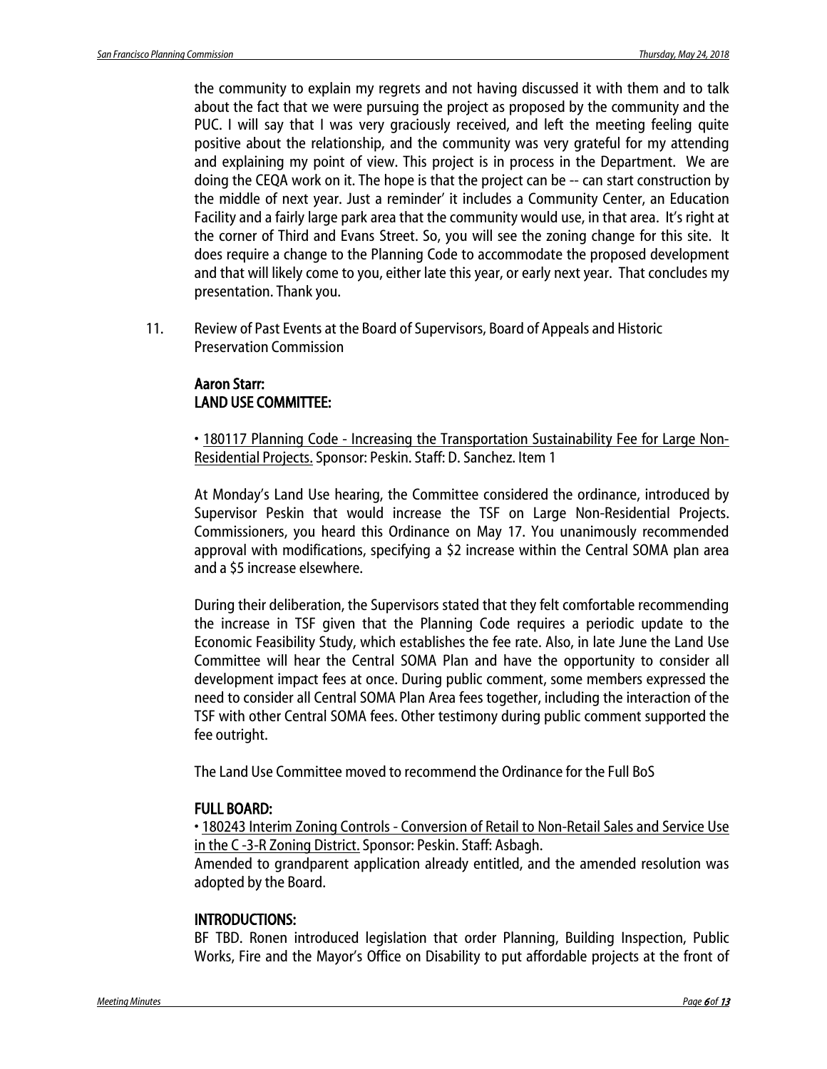the community to explain my regrets and not having discussed it with them and to talk about the fact that we were pursuing the project as proposed by the community and the PUC. I will say that I was very graciously received, and left the meeting feeling quite positive about the relationship, and the community was very grateful for my attending and explaining my point of view. This project is in process in the Department. We are doing the CEQA work on it. The hope is that the project can be -- can start construction by the middle of next year. Just a reminder' it includes a Community Center, an Education Facility and a fairly large park area that the community would use, in that area. It's right at the corner of Third and Evans Street. So, you will see the zoning change for this site. It does require a change to the Planning Code to accommodate the proposed development and that will likely come to you, either late this year, or early next year. That concludes my presentation. Thank you.

11. Review of Past Events at the Board of Supervisors, Board of Appeals and Historic Preservation Commission

**Aaron Starr:**
**LAND USE COMMITTEE:**

• 180117 Planning Code - Increasing the Transportation Sustainability Fee for Large Non-Residential Projects. Sponsor: Peskin. Staff: D. Sanchez. Item 1

At Monday's Land Use hearing, the Committee considered the ordinance, introduced by Supervisor Peskin that would increase the TSF on Large Non-Residential Projects. Commissioners, you heard this Ordinance on May 17. You unanimously recommended approval with modifications, specifying a $2 increase within the Central SOMA plan area and a $5 increase elsewhere.

During their deliberation, the Supervisors stated that they felt comfortable recommending the increase in TSF given that the Planning Code requires a periodic update to the Economic Feasibility Study, which establishes the fee rate. Also, in late June the Land Use Committee will hear the Central SOMA Plan and have the opportunity to consider all development impact fees at once. During public comment, some members expressed the need to consider all Central SOMA Plan Area fees together, including the interaction of the TSF with other Central SOMA fees. Other testimony during public comment supported the fee outright.

The Land Use Committee moved to recommend the Ordinance for the Full BoS

**FULL BOARD:**

• 180243 Interim Zoning Controls - Conversion of Retail to Non-Retail Sales and Service Use in the C -3-R Zoning District. Sponsor: Peskin. Staff: Asbagh.
Amended to grandparent application already entitled, and the amended resolution was adopted by the Board.

**INTRODUCTIONS:**

BF TBD. Ronen introduced legislation that order Planning, Building Inspection, Public Works, Fire and the Mayor's Office on Disability to put affordable projects at the front of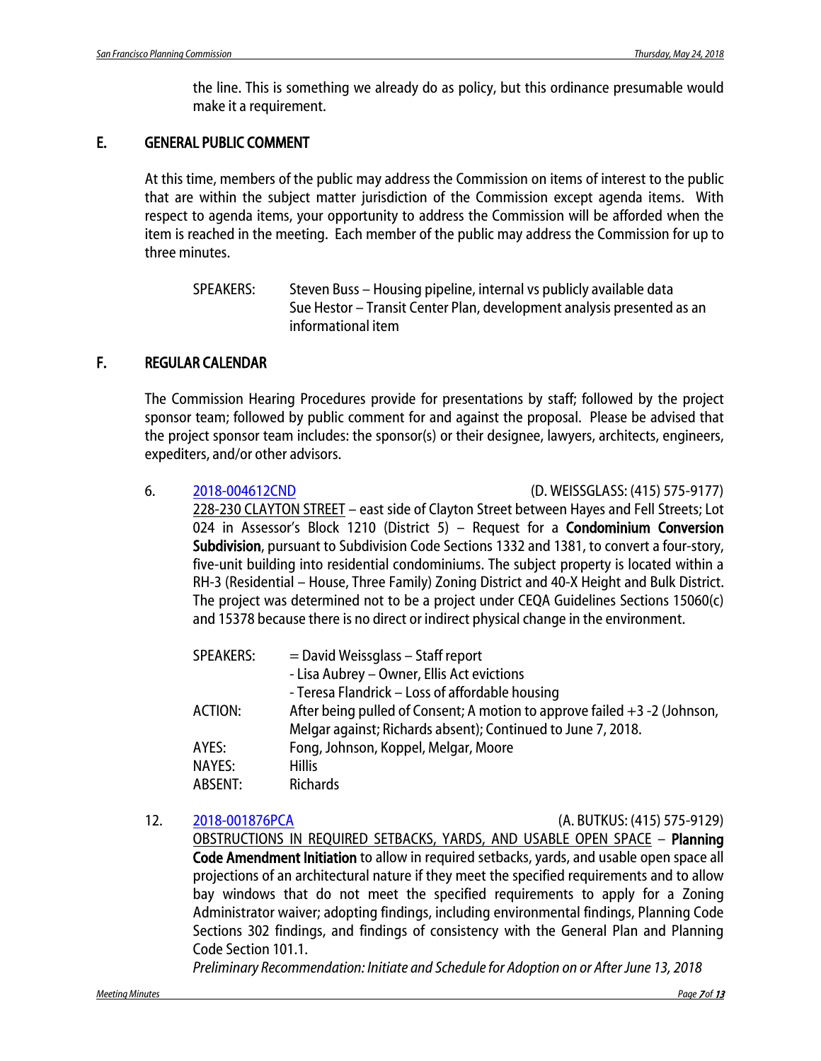the line. This is something we already do as policy, but this ordinance presumable would make it a requirement.

## E. GENERAL PUBLIC COMMENT

At this time, members of the public may address the Commission on items of interest to the public that are within the subject matter jurisdiction of the Commission except agenda items. With respect to agenda items, your opportunity to address the Commission will be afforded when the item is reached in the meeting. Each member of the public may address the Commission for up to three minutes.

SPEAKERS: Steven Buss – Housing pipeline, internal vs publicly available data
Sue Hestor – Transit Center Plan, development analysis presented as an informational item

## F. REGULAR CALENDAR

The Commission Hearing Procedures provide for presentations by staff; followed by the project sponsor team; followed by public comment for and against the proposal. Please be advised that the project sponsor team includes: the sponsor(s) or their designee, lawyers, architects, engineers, expediters, and/or other advisors.

6. [2018-004612CND](2018-004612CND) (D. WEISSGLASS: (415) 575-9177)

228-230 CLAYTON STREET – east side of Clayton Street between Hayes and Fell Streets; Lot 024 in Assessor's Block 1210 (District 5) – Request for a **Condominium Conversion Subdivision**, pursuant to Subdivision Code Sections 1332 and 1381, to convert a four-story, five-unit building into residential condominiums. The subject property is located within a RH-3 (Residential – House, Three Family) Zoning District and 40-X Height and Bulk District. The project was determined not to be a project under CEQA Guidelines Sections 15060(c) and 15378 because there is no direct or indirect physical change in the environment.

SPEAKERS: = David Weissglass – Staff report
- Lisa Aubrey – Owner, Ellis Act evictions
- Teresa Flandrick – Loss of affordable housing

ACTION: After being pulled of Consent; A motion to approve failed +3 -2 (Johnson, Melgar against; Richards absent); Continued to June 7, 2018.

AYES: Fong, Johnson, Koppel, Melgar, Moore

NAYES: Hillis

ABSENT: Richards

12. [2018-001876PCA](2018-001876PCA) (A. BUTKUS: (415) 575-9129)

OBSTRUCTIONS IN REQUIRED SETBACKS, YARDS, AND USABLE OPEN SPACE – **Planning Code Amendment Initiation** to allow in required setbacks, yards, and usable open space all projections of an architectural nature if they meet the specified requirements and to allow bay windows that do not meet the specified requirements to apply for a Zoning Administrator waiver; adopting findings, including environmental findings, Planning Code Sections 302 findings, and findings of consistency with the General Plan and Planning Code Section 101.1.

*Preliminary Recommendation: Initiate and Schedule for Adoption on or After June 13, 2018*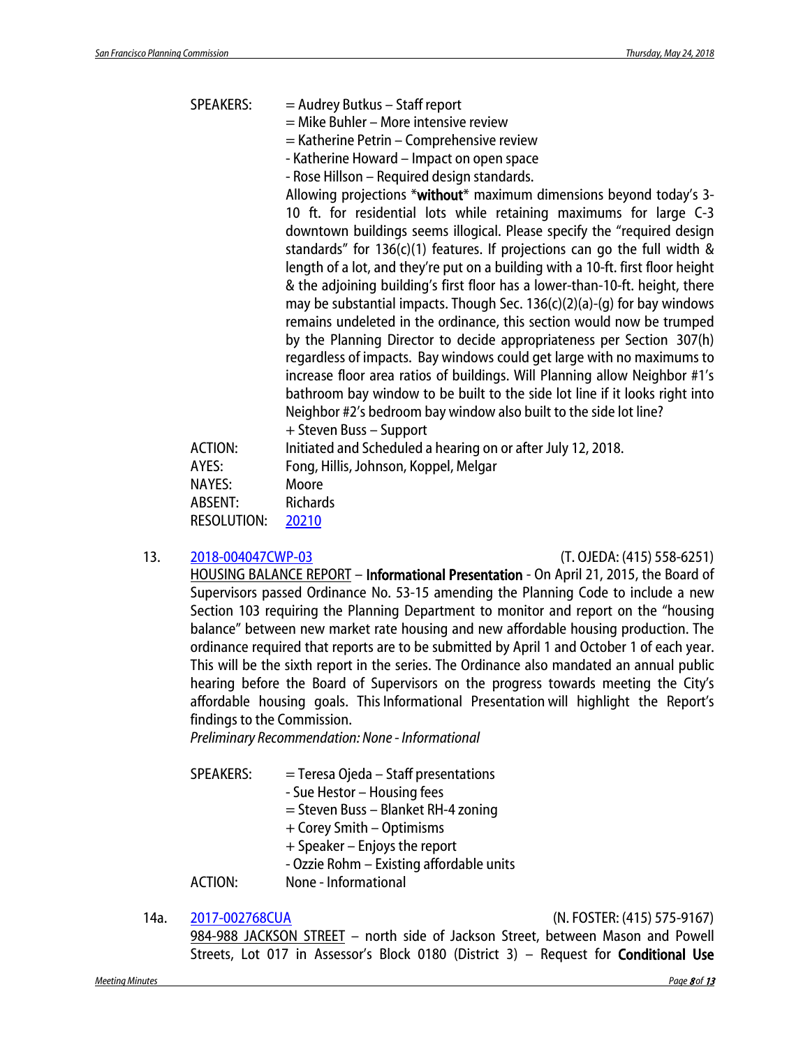SPEAKERS: = Audrey Butkus – Staff report
= Mike Buhler – More intensive review
= Katherine Petrin – Comprehensive review
- Katherine Howard – Impact on open space
- Rose Hillson – Required design standards.
Allowing projections *without* maximum dimensions beyond today's 3-10 ft. for residential lots while retaining maximums for large C-3 downtown buildings seems illogical. Please specify the "required design standards" for 136(c)(1) features. If projections can go the full width & length of a lot, and they're put on a building with a 10-ft. first floor height & the adjoining building's first floor has a lower-than-10-ft. height, there may be substantial impacts. Though Sec. 136(c)(2)(a)-(g) for bay windows remains undeleted in the ordinance, this section would now be trumped by the Planning Director to decide appropriateness per Section 307(h) regardless of impacts. Bay windows could get large with no maximums to increase floor area ratios of buildings. Will Planning allow Neighbor #1's bathroom bay window to be built to the side lot line if it looks right into Neighbor #2's bedroom bay window also built to the side lot line?
+ Steven Buss – Support

ACTION: Initiated and Scheduled a hearing on or after July 12, 2018.
AYES: Fong, Hillis, Johnson, Koppel, Melgar
NAYES: Moore
ABSENT: Richards
RESOLUTION: 20210

13. 2018-004047CWP-03 (T. OJEDA: (415) 558-6251)
HOUSING BALANCE REPORT – **Informational Presentation** - On April 21, 2015, the Board of Supervisors passed Ordinance No. 53-15 amending the Planning Code to include a new Section 103 requiring the Planning Department to monitor and report on the "housing balance" between new market rate housing and new affordable housing production. The ordinance required that reports are to be submitted by April 1 and October 1 of each year. This will be the sixth report in the series. The Ordinance also mandated an annual public hearing before the Board of Supervisors on the progress towards meeting the City's affordable housing goals. This Informational Presentation will highlight the Report's findings to the Commission.
*Preliminary Recommendation: None - Informational*

SPEAKERS: = Teresa Ojeda – Staff presentations
- Sue Hestor – Housing fees
= Steven Buss – Blanket RH-4 zoning
+ Corey Smith – Optimisms
+ Speaker – Enjoys the report
- Ozzie Rohm – Existing affordable units

ACTION: None - Informational

14a. 2017-002768CUA (N. FOSTER: (415) 575-9167)
984-988 JACKSON STREET – north side of Jackson Street, between Mason and Powell Streets, Lot 017 in Assessor's Block 0180 (District 3) – Request for **Conditional Use**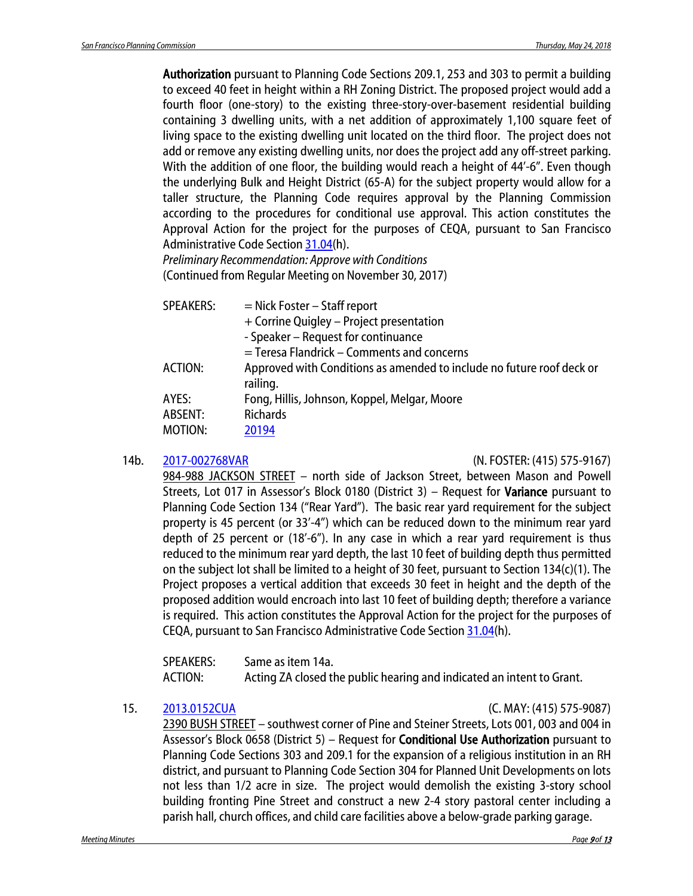**Authorization** pursuant to Planning Code Sections 209.1, 253 and 303 to permit a building to exceed 40 feet in height within a RH Zoning District. The proposed project would add a fourth floor (one-story) to the existing three-story-over-basement residential building containing 3 dwelling units, with a net addition of approximately 1,100 square feet of living space to the existing dwelling unit located on the third floor. The project does not add or remove any existing dwelling units, nor does the project add any off-street parking. With the addition of one floor, the building would reach a height of 44'-6". Even though the underlying Bulk and Height District (65-A) for the subject property would allow for a taller structure, the Planning Code requires approval by the Planning Commission according to the procedures for conditional use approval. This action constitutes the Approval Action for the project for the purposes of CEQA, pursuant to San Francisco Administrative Code Section 31.04(h).
*Preliminary Recommendation: Approve with Conditions*
(Continued from Regular Meeting on November 30, 2017)

| | |
|---|---|
| SPEAKERS: | = Nick Foster – Staff report |
| | + Corrine Quigley – Project presentation |
| | - Speaker – Request for continuance |
| | = Teresa Flandrick – Comments and concerns |
| ACTION: | Approved with Conditions as amended to include no future roof deck or railing. |
| AYES: | Fong, Hillis, Johnson, Koppel, Melgar, Moore |
| ABSENT: | Richards |
| MOTION: | 20194 |

14b. 2017-002768VAR (N. FOSTER: (415) 575-9167)
984-988 JACKSON STREET – north side of Jackson Street, between Mason and Powell Streets, Lot 017 in Assessor's Block 0180 (District 3) – Request for **Variance** pursuant to Planning Code Section 134 ("Rear Yard"). The basic rear yard requirement for the subject property is 45 percent (or 33'-4") which can be reduced down to the minimum rear yard depth of 25 percent or (18'-6"). In any case in which a rear yard requirement is thus reduced to the minimum rear yard depth, the last 10 feet of building depth thus permitted on the subject lot shall be limited to a height of 30 feet, pursuant to Section 134(c)(1). The Project proposes a vertical addition that exceeds 30 feet in height and the depth of the proposed addition would encroach into last 10 feet of building depth; therefore a variance is required. This action constitutes the Approval Action for the project for the purposes of CEQA, pursuant to San Francisco Administrative Code Section 31.04(h).

| | |
|---|---|
| SPEAKERS: | Same as item 14a. |
| ACTION: | Acting ZA closed the public hearing and indicated an intent to Grant. |

15. 2013.0152CUA (C. MAY: (415) 575-9087)
2390 BUSH STREET – southwest corner of Pine and Steiner Streets, Lots 001, 003 and 004 in Assessor's Block 0658 (District 5) – Request for **Conditional Use Authorization** pursuant to Planning Code Sections 303 and 209.1 for the expansion of a religious institution in an RH district, and pursuant to Planning Code Section 304 for Planned Unit Developments on lots not less than 1/2 acre in size. The project would demolish the existing 3-story school building fronting Pine Street and construct a new 2-4 story pastoral center including a parish hall, church offices, and child care facilities above a below-grade parking garage.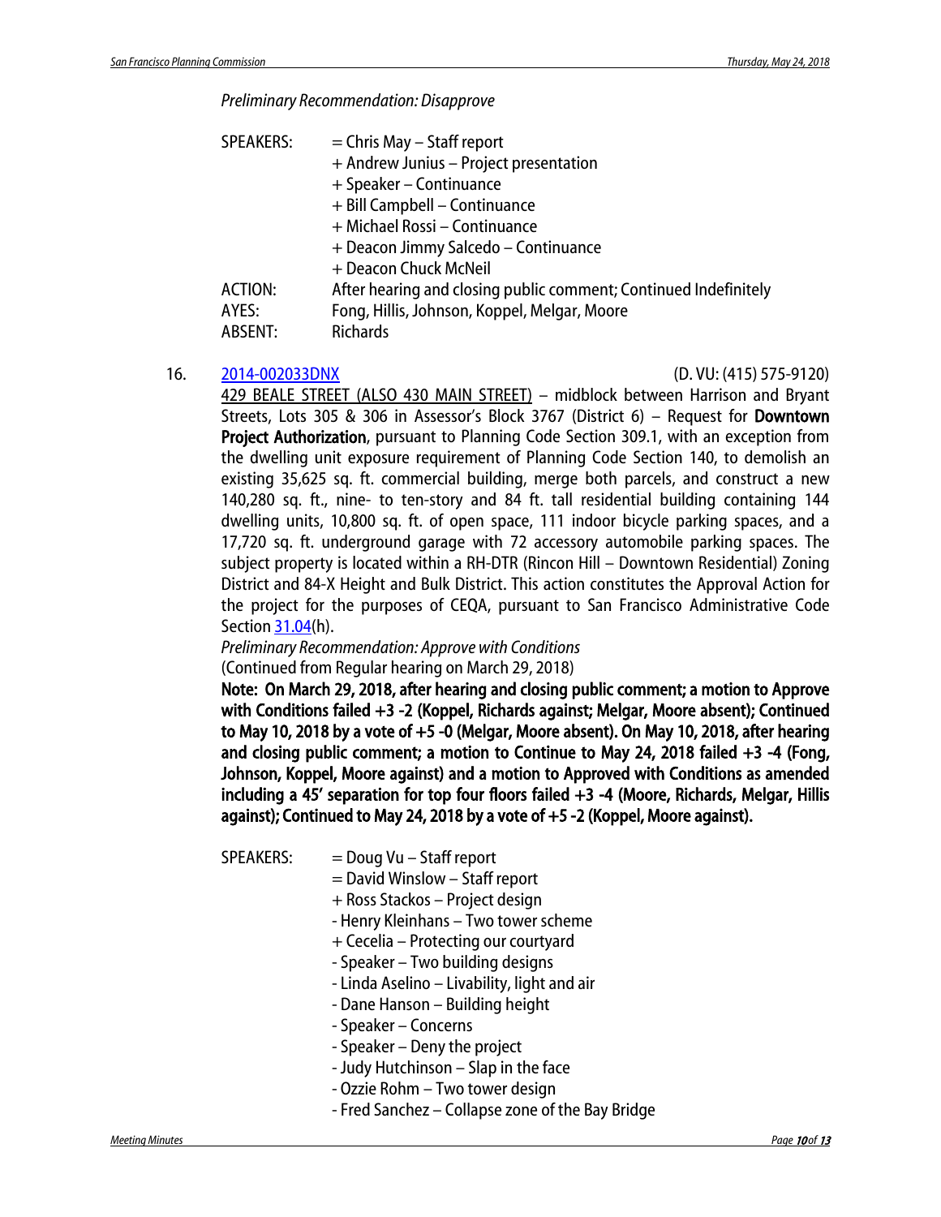*Preliminary Recommendation: Disapprove*

SPEAKERS: = Chris May – Staff report
+ Andrew Junius – Project presentation
+ Speaker – Continuance
+ Bill Campbell – Continuance
+ Michael Rossi – Continuance
+ Deacon Jimmy Salcedo – Continuance
+ Deacon Chuck McNeil

ACTION: After hearing and closing public comment; Continued Indefinitely
AYES: Fong, Hillis, Johnson, Koppel, Melgar, Moore
ABSENT: Richards

16. [2014-002033DNX](2014-002033DNX) (D. VU: (415) 575-9120)

429 BEALE STREET (ALSO 430 MAIN STREET) – midblock between Harrison and Bryant Streets, Lots 305 & 306 in Assessor's Block 3767 (District 6) – Request for **Downtown Project Authorization**, pursuant to Planning Code Section 309.1, with an exception from the dwelling unit exposure requirement of Planning Code Section 140, to demolish an existing 35,625 sq. ft. commercial building, merge both parcels, and construct a new 140,280 sq. ft., nine- to ten-story and 84 ft. tall residential building containing 144 dwelling units, 10,800 sq. ft. of open space, 111 indoor bicycle parking spaces, and a 17,720 sq. ft. underground garage with 72 accessory automobile parking spaces. The subject property is located within a RH-DTR (Rincon Hill – Downtown Residential) Zoning District and 84-X Height and Bulk District. This action constitutes the Approval Action for the project for the purposes of CEQA, pursuant to San Francisco Administrative Code Section [31.04](31.04)(h).

*Preliminary Recommendation: Approve with Conditions*
(Continued from Regular hearing on March 29, 2018)

**Note: On March 29, 2018, after hearing and closing public comment; a motion to Approve with Conditions failed +3 -2 (Koppel, Richards against; Melgar, Moore absent); Continued to May 10, 2018 by a vote of +5 -0 (Melgar, Moore absent). On May 10, 2018, after hearing and closing public comment; a motion to Continue to May 24, 2018 failed +3 -4 (Fong, Johnson, Koppel, Moore against) and a motion to Approved with Conditions as amended including a 45' separation for top four floors failed +3 -4 (Moore, Richards, Melgar, Hillis against); Continued to May 24, 2018 by a vote of +5 -2 (Koppel, Moore against).**

SPEAKERS: = Doug Vu – Staff report
= David Winslow – Staff report
+ Ross Stackos – Project design
- Henry Kleinhans – Two tower scheme
+ Cecelia – Protecting our courtyard
- Speaker – Two building designs
- Linda Aselino – Livability, light and air
- Dane Hanson – Building height
- Speaker – Concerns
- Speaker – Deny the project
- Judy Hutchinson – Slap in the face
- Ozzie Rohm – Two tower design
- Fred Sanchez – Collapse zone of the Bay Bridge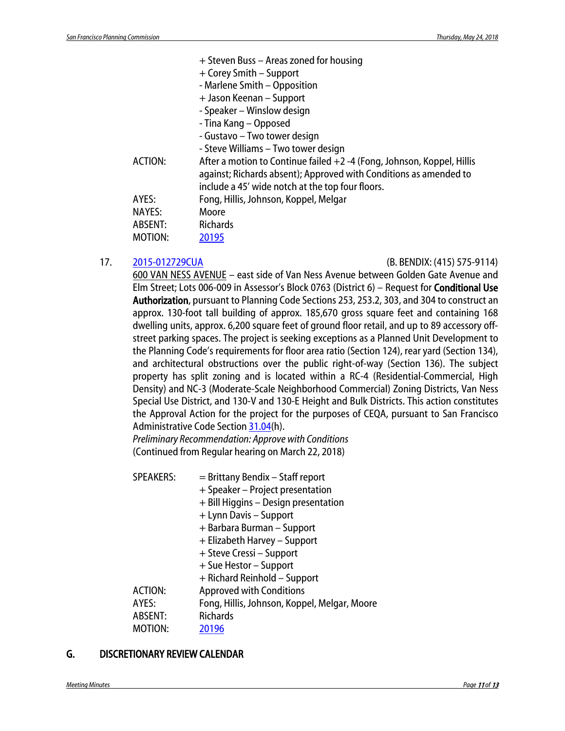+ Steven Buss – Areas zoned for housing
+ Corey Smith – Support
- Marlene Smith – Opposition
+ Jason Keenan – Support
- Speaker – Winslow design
- Tina Kang – Opposed
- Gustavo – Two tower design
- Steve Williams – Two tower design

ACTION: After a motion to Continue failed +2 -4 (Fong, Johnson, Koppel, Hillis against; Richards absent); Approved with Conditions as amended to include a 45' wide notch at the top four floors.
AYES: Fong, Hillis, Johnson, Koppel, Melgar
NAYES: Moore
ABSENT: Richards
MOTION: [20195]

17. [2015-012729CUA] (B. BENDIX: (415) 575-9114)

600 VAN NESS AVENUE – east side of Van Ness Avenue between Golden Gate Avenue and Elm Street; Lots 006-009 in Assessor's Block 0763 (District 6) – Request for **Conditional Use Authorization**, pursuant to Planning Code Sections 253, 253.2, 303, and 304 to construct an approx. 130-foot tall building of approx. 185,670 gross square feet and containing 168 dwelling units, approx. 6,200 square feet of ground floor retail, and up to 89 accessory off-street parking spaces. The project is seeking exceptions as a Planned Unit Development to the Planning Code's requirements for floor area ratio (Section 124), rear yard (Section 134), and architectural obstructions over the public right-of-way (Section 136). The subject property has split zoning and is located within a RC-4 (Residential-Commercial, High Density) and NC-3 (Moderate-Scale Neighborhood Commercial) Zoning Districts, Van Ness Special Use District, and 130-V and 130-E Height and Bulk Districts. This action constitutes the Approval Action for the project for the purposes of CEQA, pursuant to San Francisco Administrative Code Section [31.04](h).

*Preliminary Recommendation: Approve with Conditions*

(Continued from Regular hearing on March 22, 2018)

SPEAKERS:
= Brittany Bendix – Staff report
+ Speaker – Project presentation
+ Bill Higgins – Design presentation
+ Lynn Davis – Support
+ Barbara Burman – Support
+ Elizabeth Harvey – Support
+ Steve Cressi – Support
+ Sue Hestor – Support
+ Richard Reinhold – Support

ACTION: Approved with Conditions
AYES: Fong, Hillis, Johnson, Koppel, Melgar, Moore
ABSENT: Richards
MOTION: [20196]

## G. DISCRETIONARY REVIEW CALENDAR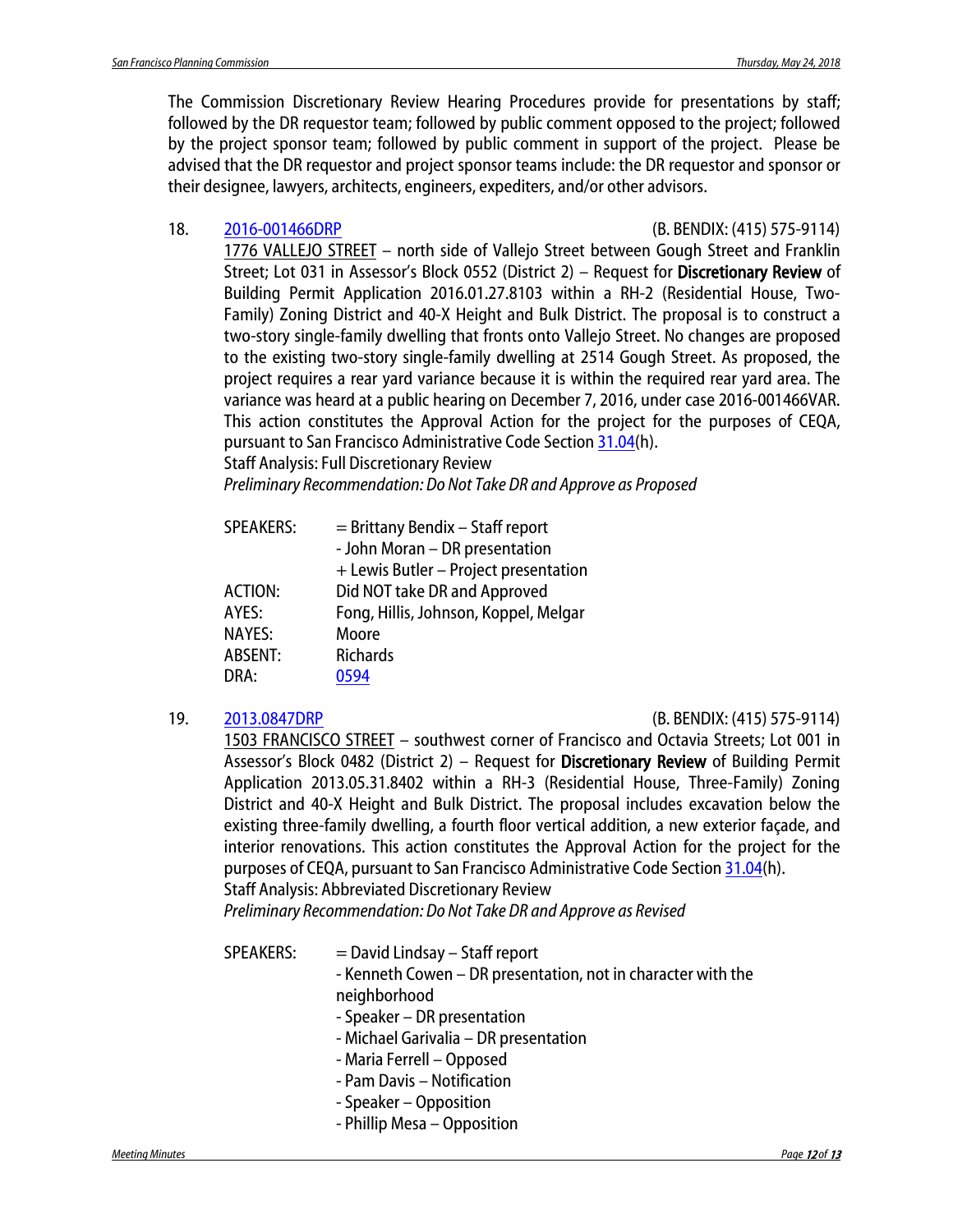The Commission Discretionary Review Hearing Procedures provide for presentations by staff; followed by the DR requestor team; followed by public comment opposed to the project; followed by the project sponsor team; followed by public comment in support of the project. Please be advised that the DR requestor and project sponsor teams include: the DR requestor and sponsor or their designee, lawyers, architects, engineers, expediters, and/or other advisors.

18. 2016-001466DRP (B. BENDIX: (415) 575-9114)

1776 VALLEJO STREET – north side of Vallejo Street between Gough Street and Franklin Street; Lot 031 in Assessor's Block 0552 (District 2) – Request for **Discretionary Review** of Building Permit Application 2016.01.27.8103 within a RH-2 (Residential House, Two-Family) Zoning District and 40-X Height and Bulk District. The proposal is to construct a two-story single-family dwelling that fronts onto Vallejo Street. No changes are proposed to the existing two-story single-family dwelling at 2514 Gough Street. As proposed, the project requires a rear yard variance because it is within the required rear yard area. The variance was heard at a public hearing on December 7, 2016, under case 2016-001466VAR. This action constitutes the Approval Action for the project for the purposes of CEQA, pursuant to San Francisco Administrative Code Section 31.04(h).

Staff Analysis: Full Discretionary Review

*Preliminary Recommendation: Do Not Take DR and Approve as Proposed*

| | |
|---|---|
| SPEAKERS: | = Brittany Bendix – Staff report<br>- John Moran – DR presentation<br>+ Lewis Butler – Project presentation |
| ACTION: | Did NOT take DR and Approved |
| AYES: | Fong, Hillis, Johnson, Koppel, Melgar |
| NAYES: | Moore |
| ABSENT: | Richards |
| DRA: | 0594 |

19. 2013.0847DRP (B. BENDIX: (415) 575-9114)

1503 FRANCISCO STREET – southwest corner of Francisco and Octavia Streets; Lot 001 in Assessor's Block 0482 (District 2) – Request for **Discretionary Review** of Building Permit Application 2013.05.31.8402 within a RH-3 (Residential House, Three-Family) Zoning District and 40-X Height and Bulk District. The proposal includes excavation below the existing three-family dwelling, a fourth floor vertical addition, a new exterior façade, and interior renovations. This action constitutes the Approval Action for the project for the purposes of CEQA, pursuant to San Francisco Administrative Code Section 31.04(h).

Staff Analysis: Abbreviated Discretionary Review

*Preliminary Recommendation: Do Not Take DR and Approve as Revised*

| | |
|---|---|
| SPEAKERS: | = David Lindsay – Staff report<br>- Kenneth Cowen – DR presentation, not in character with the neighborhood<br>- Speaker – DR presentation<br>- Michael Garivalia – DR presentation<br>- Maria Ferrell – Opposed<br>- Pam Davis – Notification<br>- Speaker – Opposition<br>- Phillip Mesa – Opposition |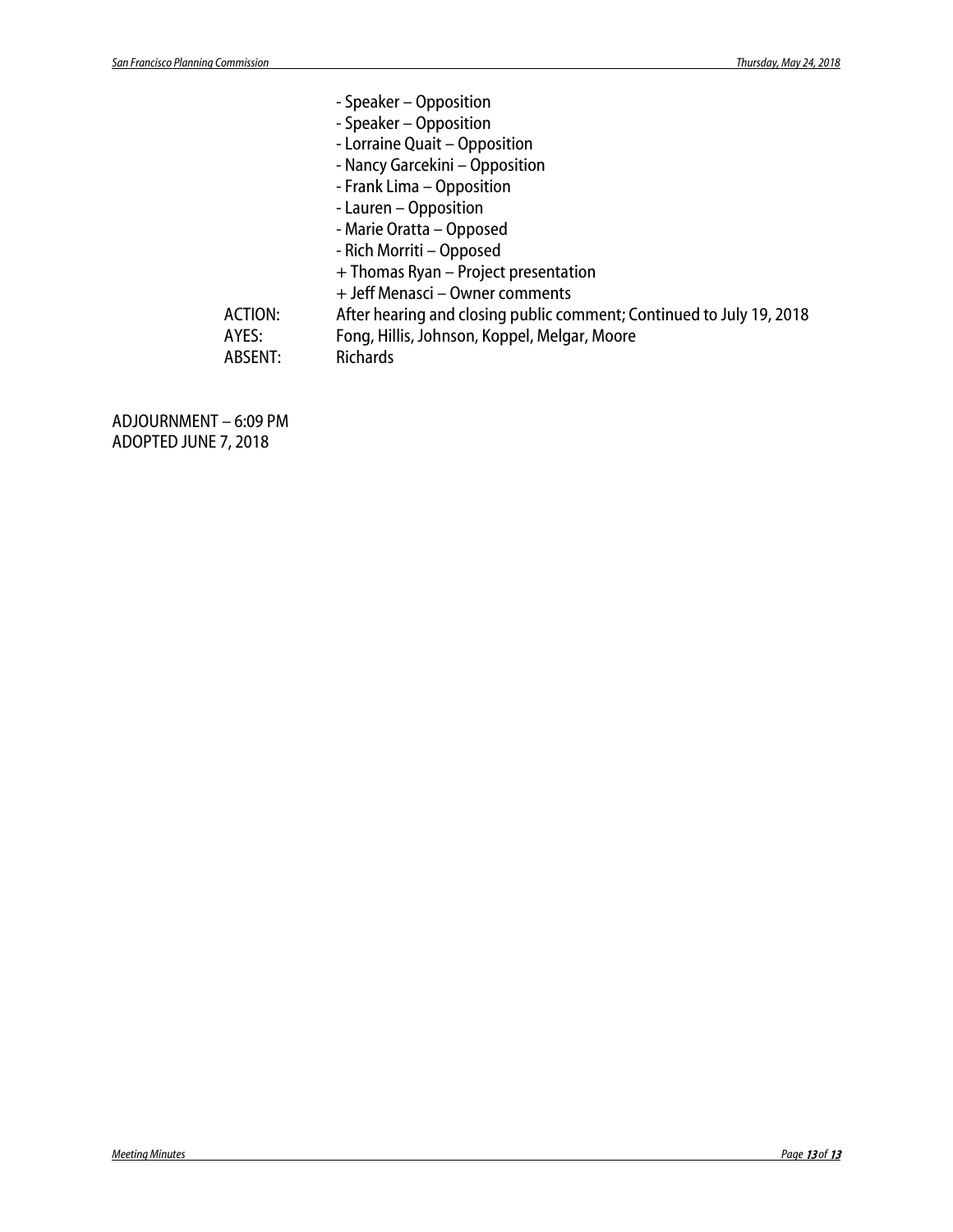- Speaker – Opposition
- Speaker – Opposition
- Lorraine Quait – Opposition
- Nancy Garcekini – Opposition
- Frank Lima – Opposition
- Lauren – Opposition
- Marie Oratta – Opposed
- Rich Morriti – Opposed

+ Thomas Ryan – Project presentation
+ Jeff Menasci – Owner comments

ACTION: After hearing and closing public comment; Continued to July 19, 2018
AYES: Fong, Hillis, Johnson, Koppel, Melgar, Moore
ABSENT: Richards

ADJOURNMENT – 6:09 PM
ADOPTED JUNE 7, 2018